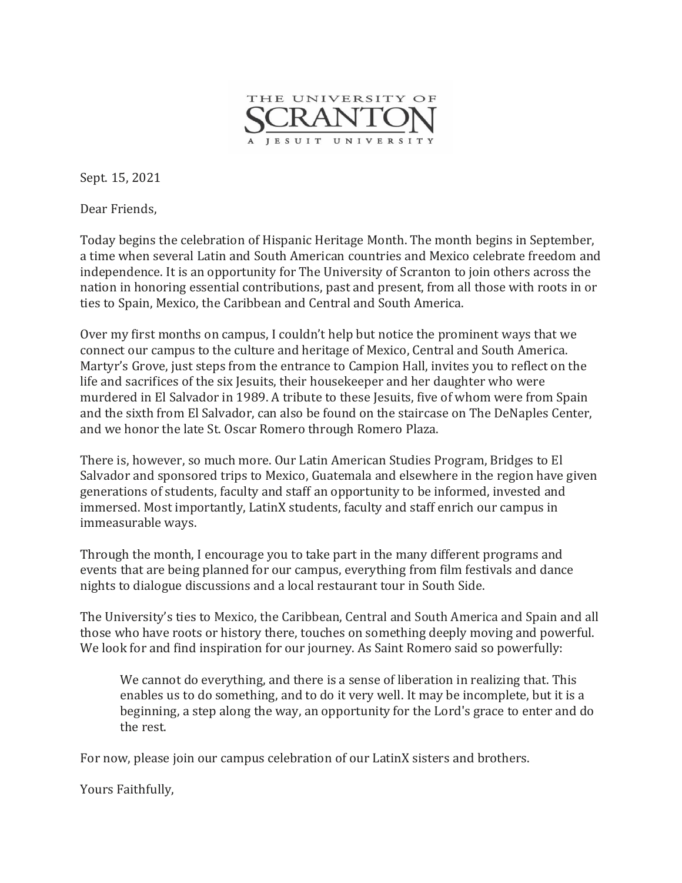THE UNIVERSITY OF
SCRANTON
A JESUIT UNIVERSITY

Sept. 15, 2021

Dear Friends,

Today begins the celebration of Hispanic Heritage Month. The month begins in September, a time when several Latin and South American countries and Mexico celebrate freedom and independence. It is an opportunity for The University of Scranton to join others across the nation in honoring essential contributions, past and present, from all those with roots in or ties to Spain, Mexico, the Caribbean and Central and South America.

Over my first months on campus, I couldn't help but notice the prominent ways that we connect our campus to the culture and heritage of Mexico, Central and South America. Martyr's Grove, just steps from the entrance to Campion Hall, invites you to reflect on the life and sacrifices of the six Jesuits, their housekeeper and her daughter who were murdered in El Salvador in 1989. A tribute to these Jesuits, five of whom were from Spain and the sixth from El Salvador, can also be found on the staircase on The DeNaples Center, and we honor the late St. Oscar Romero through Romero Plaza.

There is, however, so much more. Our Latin American Studies Program, Bridges to El Salvador and sponsored trips to Mexico, Guatemala and elsewhere in the region have given generations of students, faculty and staff an opportunity to be informed, invested and immersed. Most importantly, LatinX students, faculty and staff enrich our campus in immeasurable ways.

Through the month, I encourage you to take part in the many different programs and events that are being planned for our campus, everything from film festivals and dance nights to dialogue discussions and a local restaurant tour in South Side.

The University's ties to Mexico, the Caribbean, Central and South America and Spain and all those who have roots or history there, touches on something deeply moving and powerful. We look for and find inspiration for our journey. As Saint Romero said so powerfully:

> We cannot do everything, and there is a sense of liberation in realizing that. This enables us to do something, and to do it very well. It may be incomplete, but it is a beginning, a step along the way, an opportunity for the Lord's grace to enter and do the rest.

For now, please join our campus celebration of our LatinX sisters and brothers.

Yours Faithfully,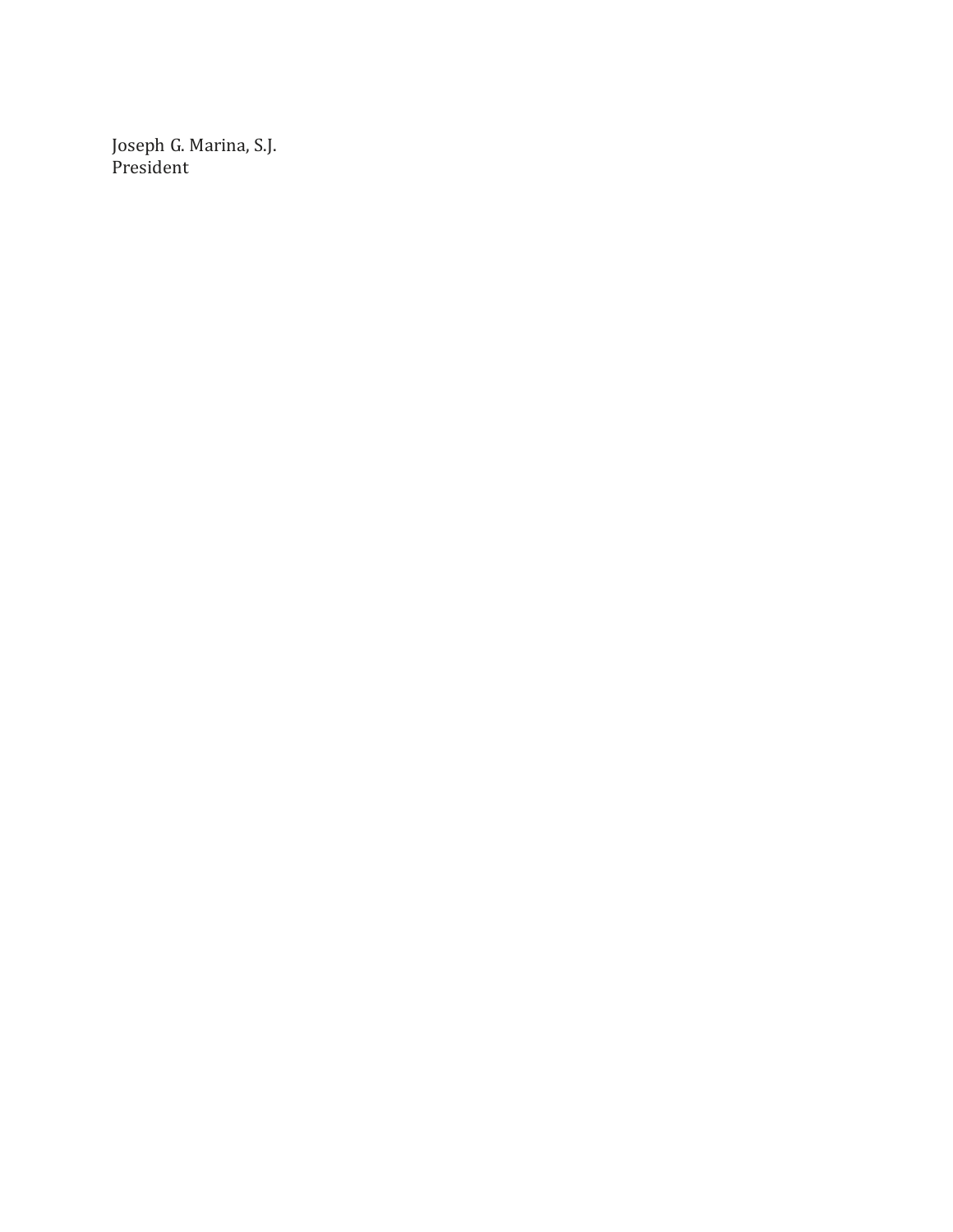Joseph G. Marina, S.J.
President